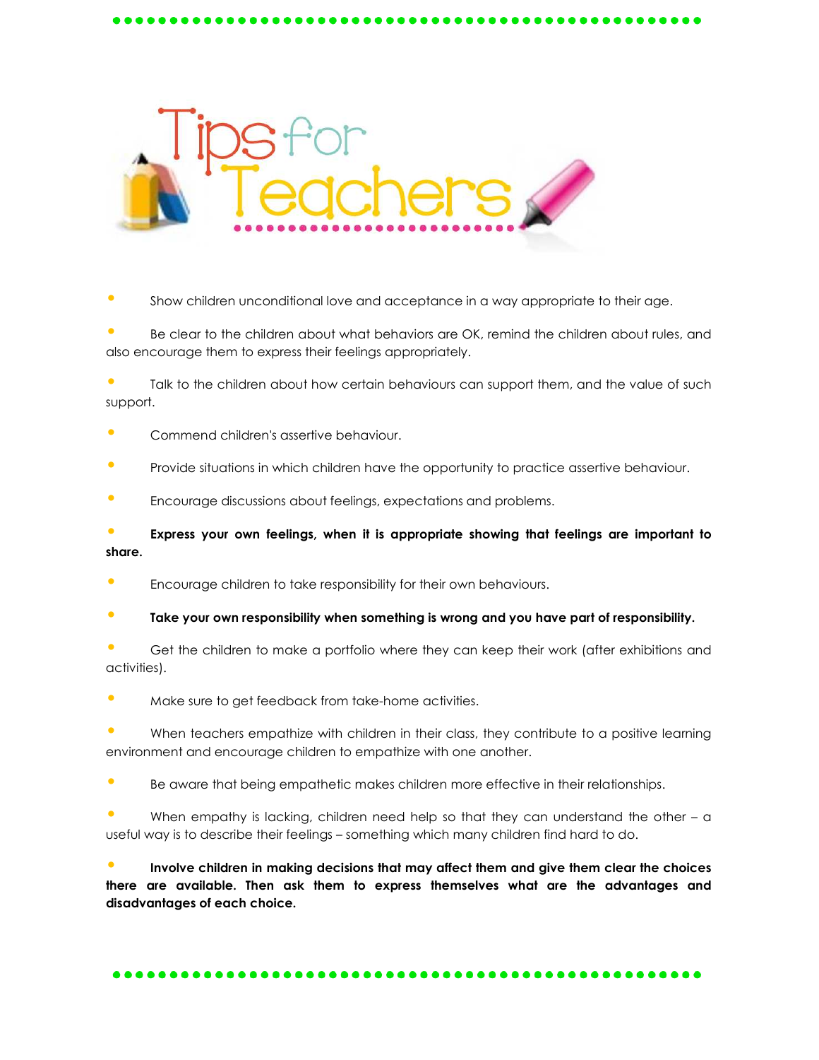# Tips for Teachers

- Show children unconditional love and acceptance in a way appropriate to their age.
- Be clear to the children about what behaviors are OK, remind the children about rules, and also encourage them to express their feelings appropriately.
- Talk to the children about how certain behaviours can support them, and the value of such support.
- Commend children's assertive behaviour.
- Provide situations in which children have the opportunity to practice assertive behaviour.
- Encourage discussions about feelings, expectations and problems.
- **Express your own feelings, when it is appropriate showing that feelings are important to share.**
- Encourage children to take responsibility for their own behaviours.
- **Take your own responsibility when something is wrong and you have part of responsibility.**
- Get the children to make a portfolio where they can keep their work (after exhibitions and activities).
- Make sure to get feedback from take-home activities.
- When teachers empathize with children in their class, they contribute to a positive learning environment and encourage children to empathize with one another.
- Be aware that being empathetic makes children more effective in their relationships.
- When empathy is lacking, children need help so that they can understand the other – a useful way is to describe their feelings – something which many children find hard to do.
- **Involve children in making decisions that may affect them and give them clear the choices there are available. Then ask them to express themselves what are the advantages and disadvantages of each choice.**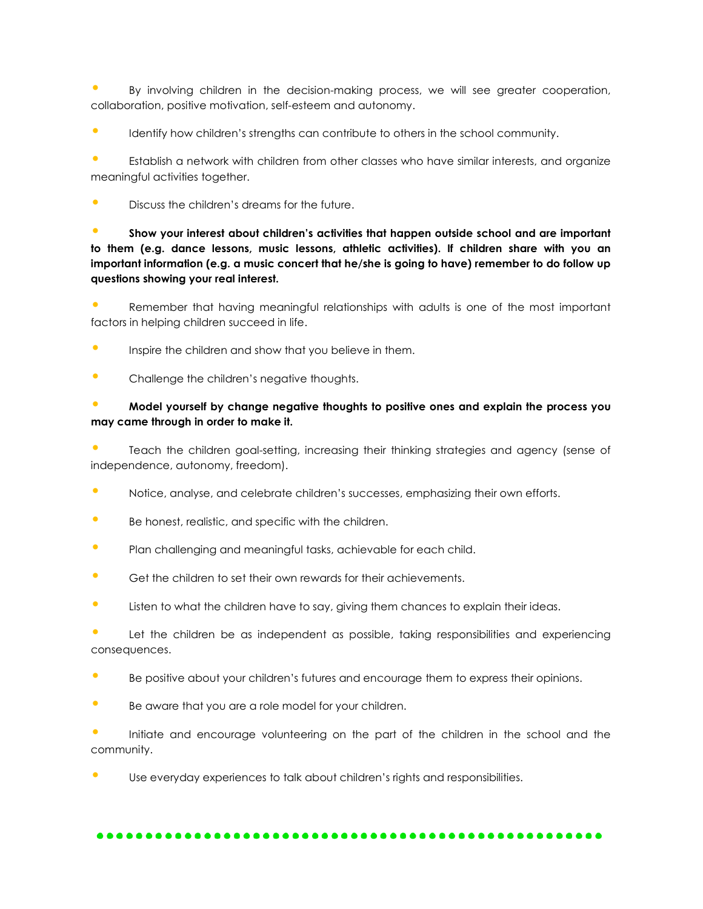- By involving children in the decision-making process, we will see greater cooperation, collaboration, positive motivation, self-esteem and autonomy.
- Identify how children's strengths can contribute to others in the school community.
- Establish a network with children from other classes who have similar interests, and organize meaningful activities together.
- Discuss the children's dreams for the future.
- **Show your interest about children's activities that happen outside school and are important to them (e.g. dance lessons, music lessons, athletic activities). If children share with you an important information (e.g. a music concert that he/she is going to have) remember to do follow up questions showing your real interest.**
- Remember that having meaningful relationships with adults is one of the most important factors in helping children succeed in life.
- Inspire the children and show that you believe in them.
- Challenge the children's negative thoughts.
- **Model yourself by change negative thoughts to positive ones and explain the process you may came through in order to make it.**
- Teach the children goal-setting, increasing their thinking strategies and agency (sense of independence, autonomy, freedom).
- Notice, analyse, and celebrate children's successes, emphasizing their own efforts.
- Be honest, realistic, and specific with the children.
- Plan challenging and meaningful tasks, achievable for each child.
- Get the children to set their own rewards for their achievements.
- Listen to what the children have to say, giving them chances to explain their ideas.
- Let the children be as independent as possible, taking responsibilities and experiencing consequences.
- Be positive about your children's futures and encourage them to express their opinions.
- Be aware that you are a role model for your children.
- Initiate and encourage volunteering on the part of the children in the school and the community.
- Use everyday experiences to talk about children's rights and responsibilities.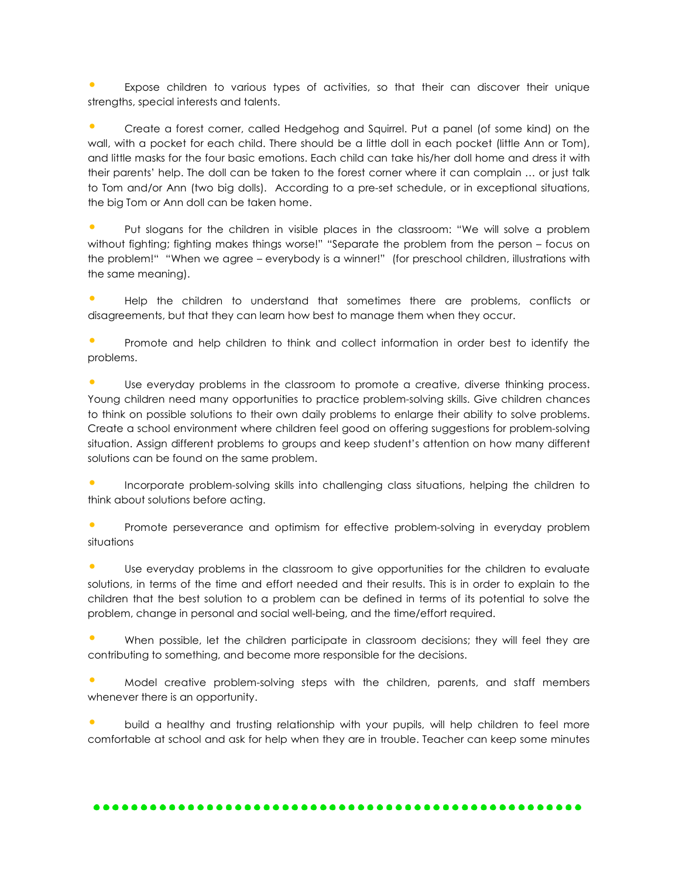- Expose children to various types of activities, so that their can discover their unique strengths, special interests and talents.

- Create a forest corner, called Hedgehog and Squirrel. Put a panel (of some kind) on the wall, with a pocket for each child. There should be a little doll in each pocket (little Ann or Tom), and little masks for the four basic emotions. Each child can take his/her doll home and dress it with their parents' help. The doll can be taken to the forest corner where it can complain … or just talk to Tom and/or Ann (two big dolls). According to a pre-set schedule, or in exceptional situations, the big Tom or Ann doll can be taken home.

- Put slogans for the children in visible places in the classroom: "We will solve a problem without fighting; fighting makes things worse!" "Separate the problem from the person – focus on the problem!" "When we agree – everybody is a winner!" (for preschool children, illustrations with the same meaning).

- Help the children to understand that sometimes there are problems, conflicts or disagreements, but that they can learn how best to manage them when they occur.

- Promote and help children to think and collect information in order best to identify the problems.

- Use everyday problems in the classroom to promote a creative, diverse thinking process. Young children need many opportunities to practice problem-solving skills. Give children chances to think on possible solutions to their own daily problems to enlarge their ability to solve problems. Create a school environment where children feel good on offering suggestions for problem-solving situation. Assign different problems to groups and keep student's attention on how many different solutions can be found on the same problem.

- Incorporate problem-solving skills into challenging class situations, helping the children to think about solutions before acting.

- Promote perseverance and optimism for effective problem-solving in everyday problem situations

- Use everyday problems in the classroom to give opportunities for the children to evaluate solutions, in terms of the time and effort needed and their results. This is in order to explain to the children that the best solution to a problem can be defined in terms of its potential to solve the problem, change in personal and social well-being, and the time/effort required.

- When possible, let the children participate in classroom decisions; they will feel they are contributing to something, and become more responsible for the decisions.

- Model creative problem-solving steps with the children, parents, and staff members whenever there is an opportunity.

- build a healthy and trusting relationship with your pupils, will help children to feel more comfortable at school and ask for help when they are in trouble. Teacher can keep some minutes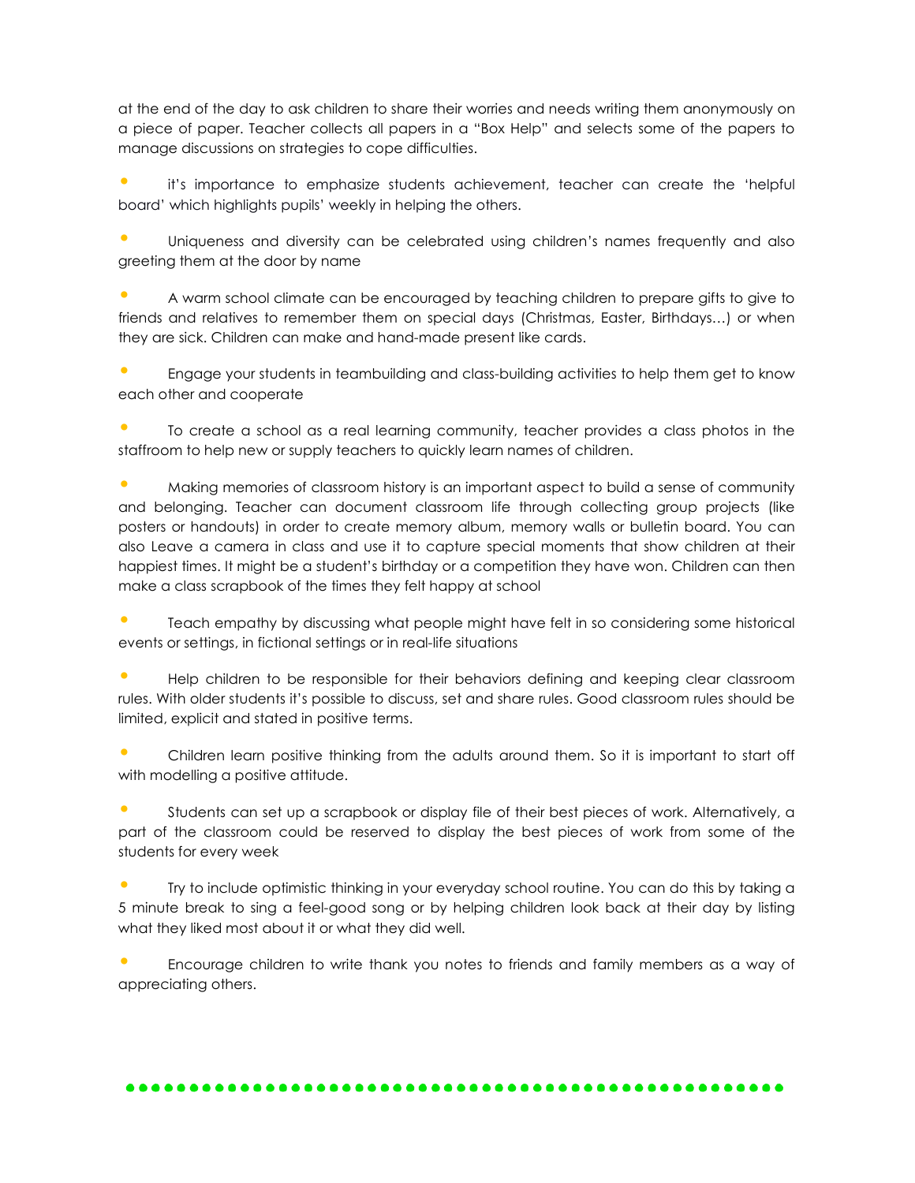at the end of the day to ask children to share their worries and needs writing them anonymously on a piece of paper. Teacher collects all papers in a "Box Help" and selects some of the papers to manage discussions on strategies to cope difficulties.

- it's importance to emphasize students achievement, teacher can create the 'helpful board' which highlights pupils' weekly in helping the others.

- Uniqueness and diversity can be celebrated using children's names frequently and also greeting them at the door by name

- A warm school climate can be encouraged by teaching children to prepare gifts to give to friends and relatives to remember them on special days (Christmas, Easter, Birthdays…) or when they are sick. Children can make and hand-made present like cards.

- Engage your students in teambuilding and class-building activities to help them get to know each other and cooperate

- To create a school as a real learning community, teacher provides a class photos in the staffroom to help new or supply teachers to quickly learn names of children.

- Making memories of classroom history is an important aspect to build a sense of community and belonging. Teacher can document classroom life through collecting group projects (like posters or handouts) in order to create memory album, memory walls or bulletin board. You can also Leave a camera in class and use it to capture special moments that show children at their happiest times. It might be a student's birthday or a competition they have won. Children can then make a class scrapbook of the times they felt happy at school

- Teach empathy by discussing what people might have felt in so considering some historical events or settings, in fictional settings or in real-life situations

- Help children to be responsible for their behaviors defining and keeping clear classroom rules. With older students it's possible to discuss, set and share rules. Good classroom rules should be limited, explicit and stated in positive terms.

- Children learn positive thinking from the adults around them. So it is important to start off with modelling a positive attitude.

- Students can set up a scrapbook or display file of their best pieces of work. Alternatively, a part of the classroom could be reserved to display the best pieces of work from some of the students for every week

- Try to include optimistic thinking in your everyday school routine. You can do this by taking a 5 minute break to sing a feel-good song or by helping children look back at their day by listing what they liked most about it or what they did well.

- Encourage children to write thank you notes to friends and family members as a way of appreciating others.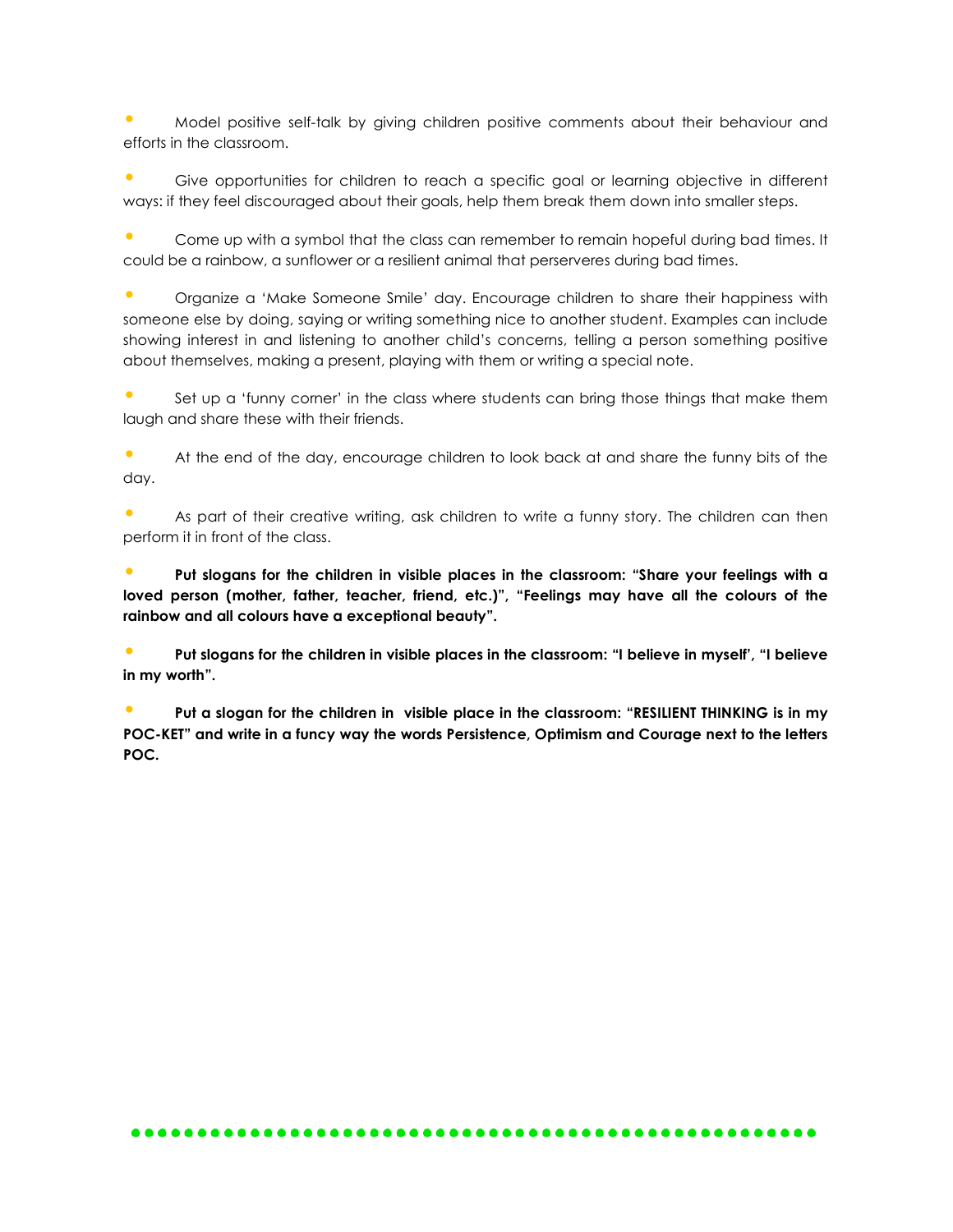- Model positive self-talk by giving children positive comments about their behaviour and efforts in the classroom.

- Give opportunities for children to reach a specific goal or learning objective in different ways: if they feel discouraged about their goals, help them break them down into smaller steps.

- Come up with a symbol that the class can remember to remain hopeful during bad times. It could be a rainbow, a sunflower or a resilient animal that perserveres during bad times.

- Organize a 'Make Someone Smile' day. Encourage children to share their happiness with someone else by doing, saying or writing something nice to another student. Examples can include showing interest in and listening to another child's concerns, telling a person something positive about themselves, making a present, playing with them or writing a special note.

- Set up a 'funny corner' in the class where students can bring those things that make them laugh and share these with their friends.

- At the end of the day, encourage children to look back at and share the funny bits of the day.

- As part of their creative writing, ask children to write a funny story. The children can then perform it in front of the class.

- **Put slogans for the children in visible places in the classroom: "Share your feelings with a loved person (mother, father, teacher, friend, etc.)", "Feelings may have all the colours of the rainbow and all colours have a exceptional beauty".**

- **Put slogans for the children in visible places in the classroom: "I believe in myself', "I believe in my worth".**

- **Put a slogan for the children in visible place in the classroom: "RESILIENT THINKING is in my POC-KET" and write in a funcy way the words Persistence, Optimism and Courage next to the letters POC.**